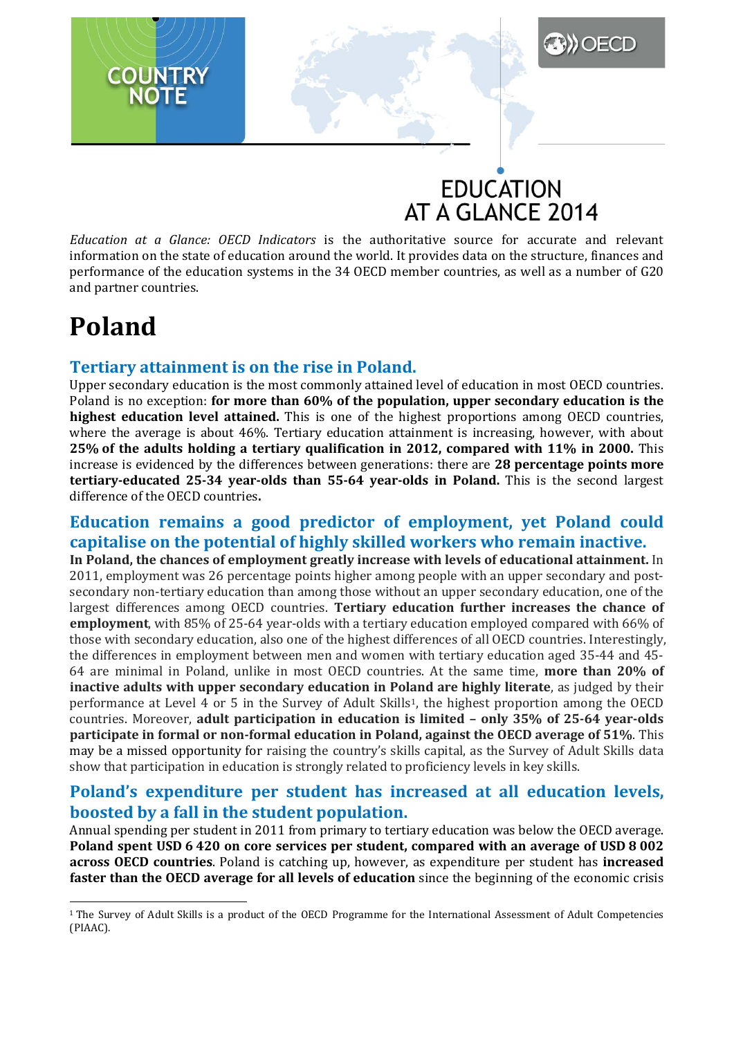COUNTRY NOTE

OECD

# EDUCATION AT A GLANCE 2014

*Education at a Glance: OECD Indicators* is the authoritative source for accurate and relevant information on the state of education around the world. It provides data on the structure, finances and performance of the education systems in the 34 OECD member countries, as well as a number of G20 and partner countries.

# Poland

## Tertiary attainment is on the rise in Poland.

Upper secondary education is the most commonly attained level of education in most OECD countries. Poland is no exception: **for more than 60% of the population, upper secondary education is the highest education level attained.** This is one of the highest proportions among OECD countries, where the average is about 46%. Tertiary education attainment is increasing, however, with about **25% of the adults holding a tertiary qualification in 2012, compared with 11% in 2000.** This increase is evidenced by the differences between generations: there are **28 percentage points more tertiary-educated 25-34 year-olds than 55-64 year-olds in Poland.** This is the second largest difference of the OECD countries**.**

## Education remains a good predictor of employment, yet Poland could capitalise on the potential of highly skilled workers who remain inactive.

**In Poland, the chances of employment greatly increase with levels of educational attainment.** In 2011, employment was 26 percentage points higher among people with an upper secondary and post-secondary non-tertiary education than among those without an upper secondary education, one of the largest differences among OECD countries. **Tertiary education further increases the chance of employment**, with 85% of 25-64 year-olds with a tertiary education employed compared with 66% of those with secondary education, also one of the highest differences of all OECD countries. Interestingly, the differences in employment between men and women with tertiary education aged 35-44 and 45-64 are minimal in Poland, unlike in most OECD countries. At the same time, **more than 20% of inactive adults with upper secondary education in Poland are highly literate**, as judged by their performance at Level 4 or 5 in the Survey of Adult Skills[1], the highest proportion among the OECD countries. Moreover, **adult participation in education is limited – only 35% of 25-64 year-olds participate in formal or non-formal education in Poland, against the OECD average of 51%**. This may be a missed opportunity for raising the country's skills capital, as the Survey of Adult Skills data show that participation in education is strongly related to proficiency levels in key skills.

## Poland's expenditure per student has increased at all education levels, boosted by a fall in the student population.

Annual spending per student in 2011 from primary to tertiary education was below the OECD average. **Poland spent USD 6 420 on core services per student, compared with an average of USD 8 002 across OECD countries**. Poland is catching up, however, as expenditure per student has **increased faster than the OECD average for all levels of education** since the beginning of the economic crisis

[1] The Survey of Adult Skills is a product of the OECD Programme for the International Assessment of Adult Competencies (PIAAC).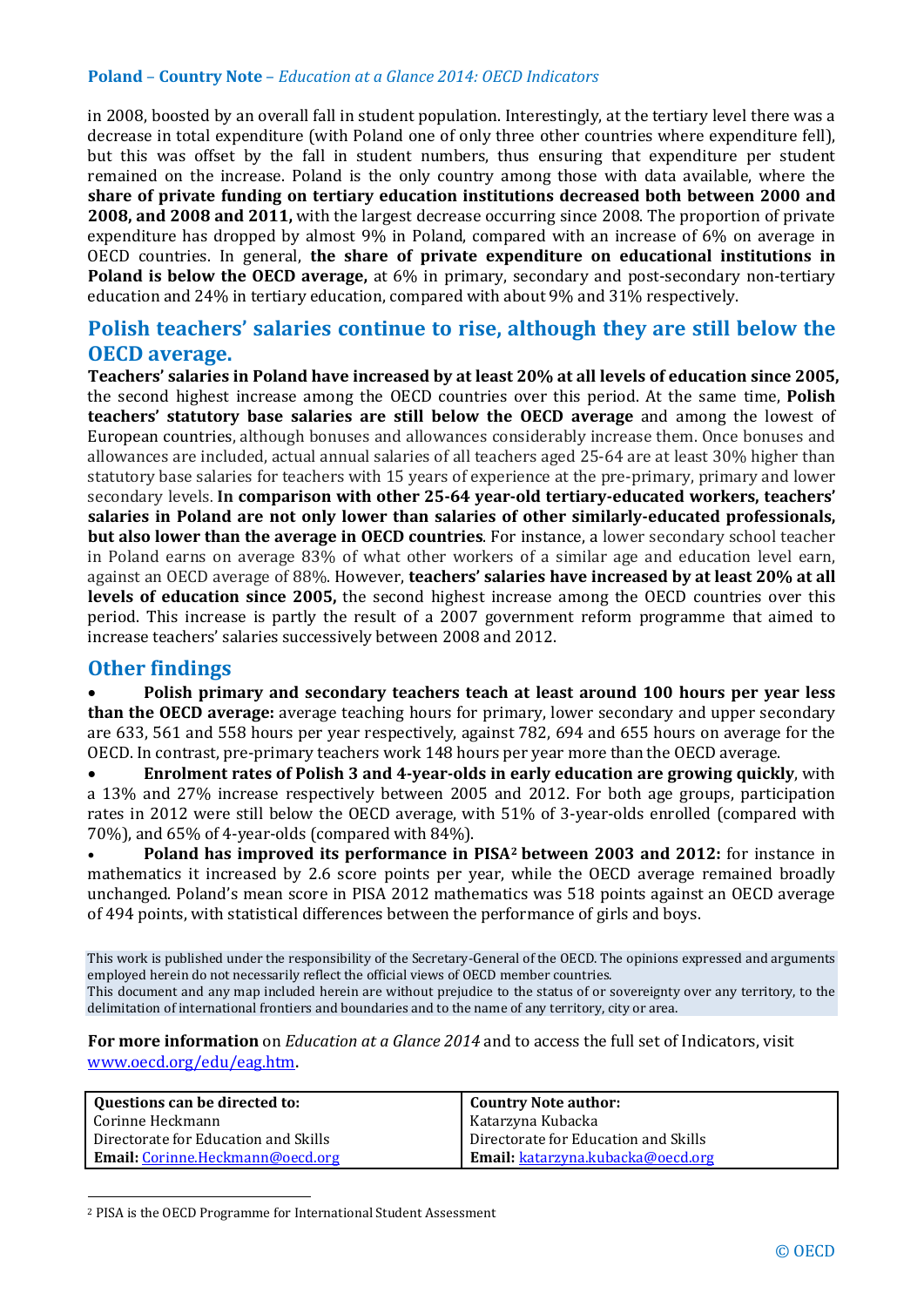in 2008, boosted by an overall fall in student population. Interestingly, at the tertiary level there was a decrease in total expenditure (with Poland one of only three other countries where expenditure fell), but this was offset by the fall in student numbers, thus ensuring that expenditure per student remained on the increase. Poland is the only country among those with data available, where the **share of private funding on tertiary education institutions decreased both between 2000 and 2008, and 2008 and 2011,** with the largest decrease occurring since 2008. The proportion of private expenditure has dropped by almost 9% in Poland, compared with an increase of 6% on average in OECD countries. In general, **the share of private expenditure on educational institutions in Poland is below the OECD average,** at 6% in primary, secondary and post-secondary non-tertiary education and 24% in tertiary education, compared with about 9% and 31% respectively.

## Polish teachers' salaries continue to rise, although they are still below the OECD average.

**Teachers' salaries in Poland have increased by at least 20% at all levels of education since 2005,** the second highest increase among the OECD countries over this period. At the same time, **Polish teachers' statutory base salaries are still below the OECD average** and among the lowest of European countries, although bonuses and allowances considerably increase them. Once bonuses and allowances are included, actual annual salaries of all teachers aged 25-64 are at least 30% higher than statutory base salaries for teachers with 15 years of experience at the pre-primary, primary and lower secondary levels. **In comparison with other 25-64 year-old tertiary-educated workers, teachers' salaries in Poland are not only lower than salaries of other similarly-educated professionals, but also lower than the average in OECD countries**. For instance, a lower secondary school teacher in Poland earns on average 83% of what other workers of a similar age and education level earn, against an OECD average of 88%. However, **teachers' salaries have increased by at least 20% at all levels of education since 2005,** the second highest increase among the OECD countries over this period. This increase is partly the result of a 2007 government reform programme that aimed to increase teachers' salaries successively between 2008 and 2012.

## Other findings

- **Polish primary and secondary teachers teach at least around 100 hours per year less than the OECD average:** average teaching hours for primary, lower secondary and upper secondary are 633, 561 and 558 hours per year respectively, against 782, 694 and 655 hours on average for the OECD. In contrast, pre-primary teachers work 148 hours per year more than the OECD average.
- **Enrolment rates of Polish 3 and 4-year-olds in early education are growing quickly**, with a 13% and 27% increase respectively between 2005 and 2012. For both age groups, participation rates in 2012 were still below the OECD average, with 51% of 3-year-olds enrolled (compared with 70%), and 65% of 4-year-olds (compared with 84%).
- **Poland has improved its performance in PISA[2] between 2003 and 2012:** for instance in mathematics it increased by 2.6 score points per year, while the OECD average remained broadly unchanged. Poland's mean score in PISA 2012 mathematics was 518 points against an OECD average of 494 points, with statistical differences between the performance of girls and boys.

This work is published under the responsibility of the Secretary-General of the OECD. The opinions expressed and arguments employed herein do not necessarily reflect the official views of OECD member countries.
This document and any map included herein are without prejudice to the status of or sovereignty over any territory, to the delimitation of international frontiers and boundaries and to the name of any territory, city or area.

**For more information** on *Education at a Glance 2014* and to access the full set of Indicators, visit www.oecd.org/edu/eag.htm.

| Questions can be directed to: | Country Note author: |
|---|---|
| Corinne Heckmann | Katarzyna Kubacka |
| Directorate for Education and Skills | Directorate for Education and Skills |
| **Email:** Corinne.Heckmann@oecd.org | **Email:** katarzyna.kubacka@oecd.org |

[2] PISA is the OECD Programme for International Student Assessment

© OECD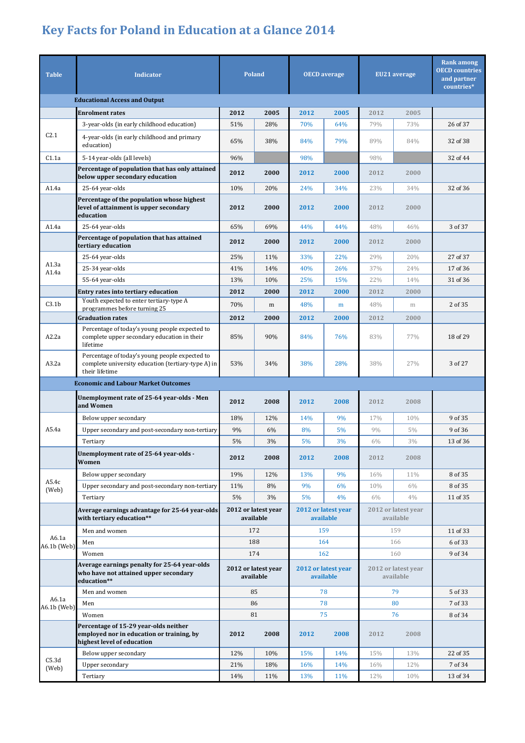# Key Facts for Poland in Education at a Glance 2014

| Table | Indicator | Poland | | OECD average | | EU21 average | | Rank among OECD countries and partner countries* |
|---|---|---|---|---|---|---|---|---|
| | **Educational Access and Output** | | | | | | | |
| | **Enrolment rates** | **2012** | **2005** | **2012** | **2005** | **2012** | **2005** | |
| C2.1 | 3-year-olds (in early childhood education) | 51% | 28% | 70% | 64% | 79% | 73% | 26 of 37 |
| | 4-year-olds (in early childhood and primary education) | 65% | 38% | 84% | 79% | 89% | 84% | 32 of 38 |
| C1.1a | 5-14 year-olds (all levels) | 96% | | 98% | | 98% | | 32 of 44 |
| | **Percentage of population that has only attained below upper secondary education** | **2012** | **2000** | **2012** | **2000** | **2012** | **2000** | |
| A1.4a | 25-64 year-olds | 10% | 20% | 24% | 34% | 23% | 34% | 32 of 36 |
| | **Percentage of the population whose highest level of attainment is upper secondary education** | **2012** | **2000** | **2012** | **2000** | **2012** | **2000** | |
| A1.4a | 25-64 year-olds | 65% | 69% | 44% | 44% | 48% | 46% | 3 of 37 |
| | **Percentage of population that has attained tertiary education** | **2012** | **2000** | **2012** | **2000** | **2012** | **2000** | |
| A1.3a A1.4a | 25-64 year-olds | 25% | 11% | 33% | 22% | 29% | 20% | 27 of 37 |
| | 25-34 year-olds | 41% | 14% | 40% | 26% | 37% | 24% | 17 of 36 |
| | 55-64 year-olds | 13% | 10% | 25% | 15% | 22% | 14% | 31 of 36 |
| | **Entry rates into tertiary education** | **2012** | **2000** | **2012** | **2000** | **2012** | **2000** | |
| C3.1b | Youth expected to enter tertiary-type A programmes before turning 25 | 70% | m | 48% | m | 48% | m | 2 of 35 |
| | **Graduation rates** | **2012** | **2000** | **2012** | **2000** | **2012** | **2000** | |
| A2.2a | Percentage of today's young people expected to complete upper secondary education in their lifetime | 85% | 90% | 84% | 76% | 83% | 77% | 18 of 29 |
| A3.2a | Percentage of today's young people expected to complete university education (tertiary-type A) in their lifetime | 53% | 34% | 38% | 28% | 38% | 27% | 3 of 27 |
| | **Economic and Labour Market Outcomes** | | | | | | | |
| | **Unemployment rate of 25-64 year-olds - Men and Women** | **2012** | **2008** | **2012** | **2008** | **2012** | **2008** | |
| A5.4a | Below upper secondary | 18% | 12% | 14% | 9% | 17% | 10% | 9 of 35 |
| | Upper secondary and post-secondary non-tertiary | 9% | 6% | 8% | 5% | 9% | 5% | 9 of 36 |
| | Tertiary | 5% | 3% | 5% | 3% | 6% | 3% | 13 of 36 |
| | **Unemployment rate of 25-64 year-olds - Women** | **2012** | **2008** | **2012** | **2008** | **2012** | **2008** | |
| A5.4c (Web) | Below upper secondary | 19% | 12% | 13% | 9% | 16% | 11% | 8 of 35 |
| | Upper secondary and post-secondary non-tertiary | 11% | 8% | 9% | 6% | 10% | 6% | 8 of 35 |
| | Tertiary | 5% | 3% | 5% | 4% | 6% | 4% | 11 of 35 |
| | **Average earnings advantage for 25-64 year-olds with tertiary education**** | **2012 or latest year available** | | **2012 or latest year available** | | **2012 or latest year available** | | |
| A6.1a A6.1b (Web) | Men and women | 172 | | 159 | | 159 | | 11 of 33 |
| | Men | 188 | | 164 | | 166 | | 6 of 33 |
| | Women | 174 | | 162 | | 160 | | 9 of 34 |
| | **Average earnings penalty for 25-64 year-olds who have not attained upper secondary education**** | **2012 or latest year available** | | **2012 or latest year available** | | **2012 or latest year available** | | |
| A6.1a A6.1b (Web) | Men and women | 85 | | 78 | | 79 | | 5 of 33 |
| | Men | 86 | | 78 | | 80 | | 7 of 33 |
| | Women | 81 | | 75 | | 76 | | 8 of 34 |
| | **Percentage of 15-29 year-olds neither employed nor in education or training, by highest level of education** | **2012** | **2008** | **2012** | **2008** | **2012** | **2008** | |
| C5.3d (Web) | Below upper secondary | 12% | 10% | 15% | 14% | 15% | 13% | 22 of 35 |
| | Upper secondary | 21% | 18% | 16% | 14% | 16% | 12% | 7 of 34 |
| | Tertiary | 14% | 11% | 13% | 11% | 12% | 10% | 13 of 34 |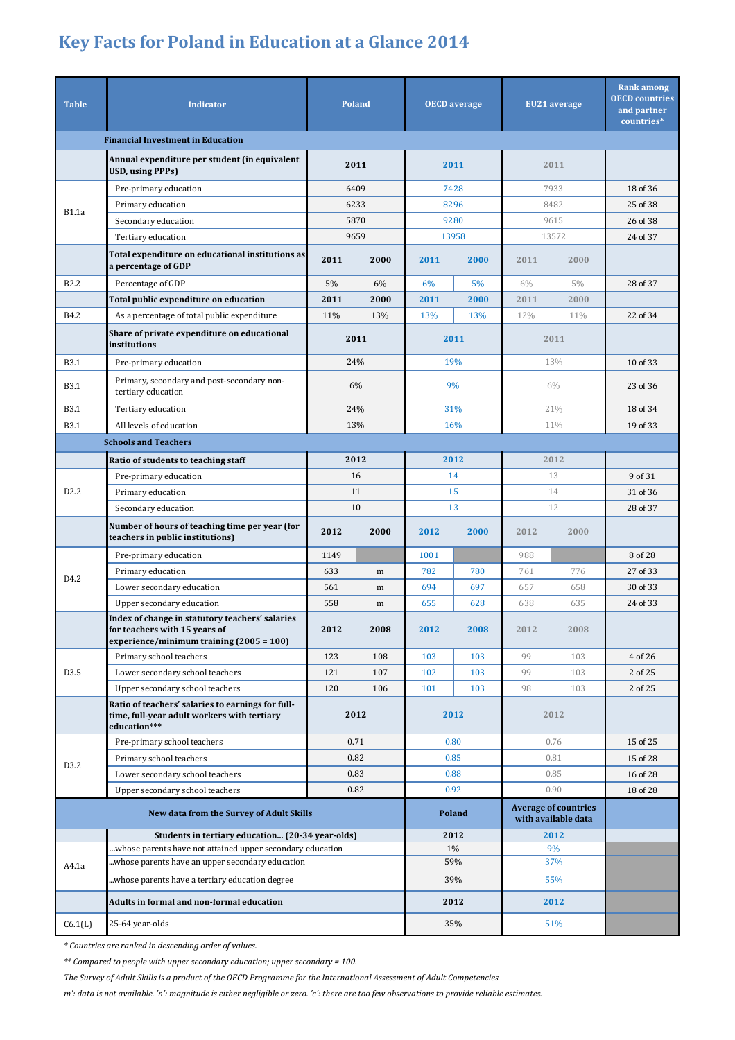# Key Facts for Poland in Education at a Glance 2014

| Table | Indicator | Poland | | OECD average | | EU21 average | | Rank among OECD countries and partner countries* |
|---|---|---|---|---|---|---|---|---|
| | **Financial Investment in Education** | | | | | | | |
| | **Annual expenditure per student (in equivalent USD, using PPPs)** | **2011** | | **2011** | | **2011** | | |
| B1.1a | Pre-primary education | 6409 | | 7428 | | 7933 | | 18 of 36 |
| | Primary education | 6233 | | 8296 | | 8482 | | 25 of 38 |
| | Secondary education | 5870 | | 9280 | | 9615 | | 26 of 38 |
| | Tertiary education | 9659 | | 13958 | | 13572 | | 24 of 37 |
| | **Total expenditure on educational institutions as a percentage of GDP** | **2011** | **2000** | **2011** | **2000** | **2011** | **2000** | |
| B2.2 | Percentage of GDP | 5% | 6% | 6% | 5% | 6% | 5% | 28 of 37 |
| | **Total public expenditure on education** | **2011** | **2000** | **2011** | **2000** | **2011** | **2000** | |
| B4.2 | As a percentage of total public expenditure | 11% | 13% | 13% | 13% | 12% | 11% | 22 of 34 |
| | **Share of private expenditure on educational institutions** | **2011** | | **2011** | | **2011** | | |
| B3.1 | Pre-primary education | 24% | | 19% | | 13% | | 10 of 33 |
| B3.1 | Primary, secondary and post-secondary non-tertiary education | 6% | | 9% | | 6% | | 23 of 36 |
| B3.1 | Tertiary education | 24% | | 31% | | 21% | | 18 of 34 |
| B3.1 | All levels of education | 13% | | 16% | | 11% | | 19 of 33 |
| | **Schools and Teachers** | | | | | | | |
| | **Ratio of students to teaching staff** | **2012** | | **2012** | | **2012** | | |
| D2.2 | Pre-primary education | 16 | | 14 | | 13 | | 9 of 31 |
| | Primary education | 11 | | 15 | | 14 | | 31 of 36 |
| | Secondary education | 10 | | 13 | | 12 | | 28 of 37 |
| | **Number of hours of teaching time per year (for teachers in public institutions)** | **2012** | **2000** | **2012** | **2000** | **2012** | **2000** | |
| D4.2 | Pre-primary education | 1149 | | 1001 | | 988 | | 8 of 28 |
| | Primary education | 633 | m | 782 | 780 | 761 | 776 | 27 of 33 |
| | Lower secondary education | 561 | m | 694 | 697 | 657 | 658 | 30 of 33 |
| | Upper secondary education | 558 | m | 655 | 628 | 638 | 635 | 24 of 33 |
| | **Index of change in statutory teachers' salaries for teachers with 15 years of experience/minimum training (2005 = 100)** | **2012** | **2008** | **2012** | **2008** | **2012** | **2008** | |
| D3.5 | Primary school teachers | 123 | 108 | 103 | 103 | 99 | 103 | 4 of 26 |
| | Lower secondary school teachers | 121 | 107 | 102 | 103 | 99 | 103 | 2 of 25 |
| | Upper secondary school teachers | 120 | 106 | 101 | 103 | 98 | 103 | 2 of 25 |
| | **Ratio of teachers' salaries to earnings for full-time, full-year adult workers with tertiary education*** ** | **2012** | | **2012** | | **2012** | | |
| D3.2 | Pre-primary school teachers | 0.71 | | 0.80 | | 0.76 | | 15 of 25 |
| | Primary school teachers | 0.82 | | 0.85 | | 0.81 | | 15 of 28 |
| | Lower secondary school teachers | 0.83 | | 0.88 | | 0.85 | | 16 of 28 |
| | Upper secondary school teachers | 0.82 | | 0.92 | | 0.90 | | 18 of 28 |

| Table | New data from the Survey of Adult Skills | Poland | Average of countries with available data | |
|---|---|---|---|---|
| | **Students in tertiary education... (20-34 year-olds)** | **2012** | **2012** | |
| A4.1a | ...whose parents have not attained upper secondary education | 1% | 9% | |
| | ...whose parents have an upper secondary education | 59% | 37% | |
| | ...whose parents have a tertiary education degree | 39% | 55% | |
| | **Adults in formal and non-formal education** | **2012** | **2012** | |
| C6.1(L) | 25-64 year-olds | 35% | 51% | |

*\* Countries are ranked in descending order of values.*

*\*\* Compared to people with upper secondary education; upper secondary = 100.*

*The Survey of Adult Skills is a product of the OECD Programme for the International Assessment of Adult Competencies*

*m': data is not available. 'n': magnitude is either negligible or zero. 'c': there are too few observations to provide reliable estimates.*